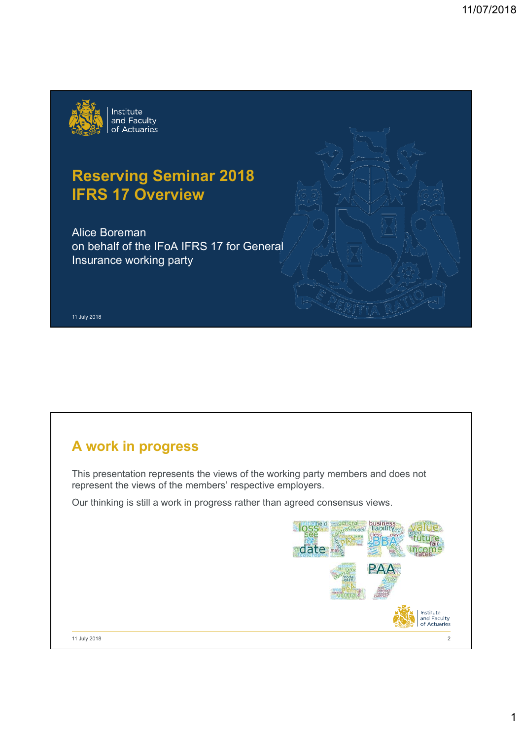# Reserving Seminar 2018
# IFRS 17 Overview

Alice Boreman
on behalf of the IFoA IFRS 17 for General Insurance working party

11 July 2018

## A work in progress

This presentation represents the views of the working party members and does not represent the views of the members' respective employers.

Our thinking is still a work in progress rather than agreed consensus views.

11 July 2018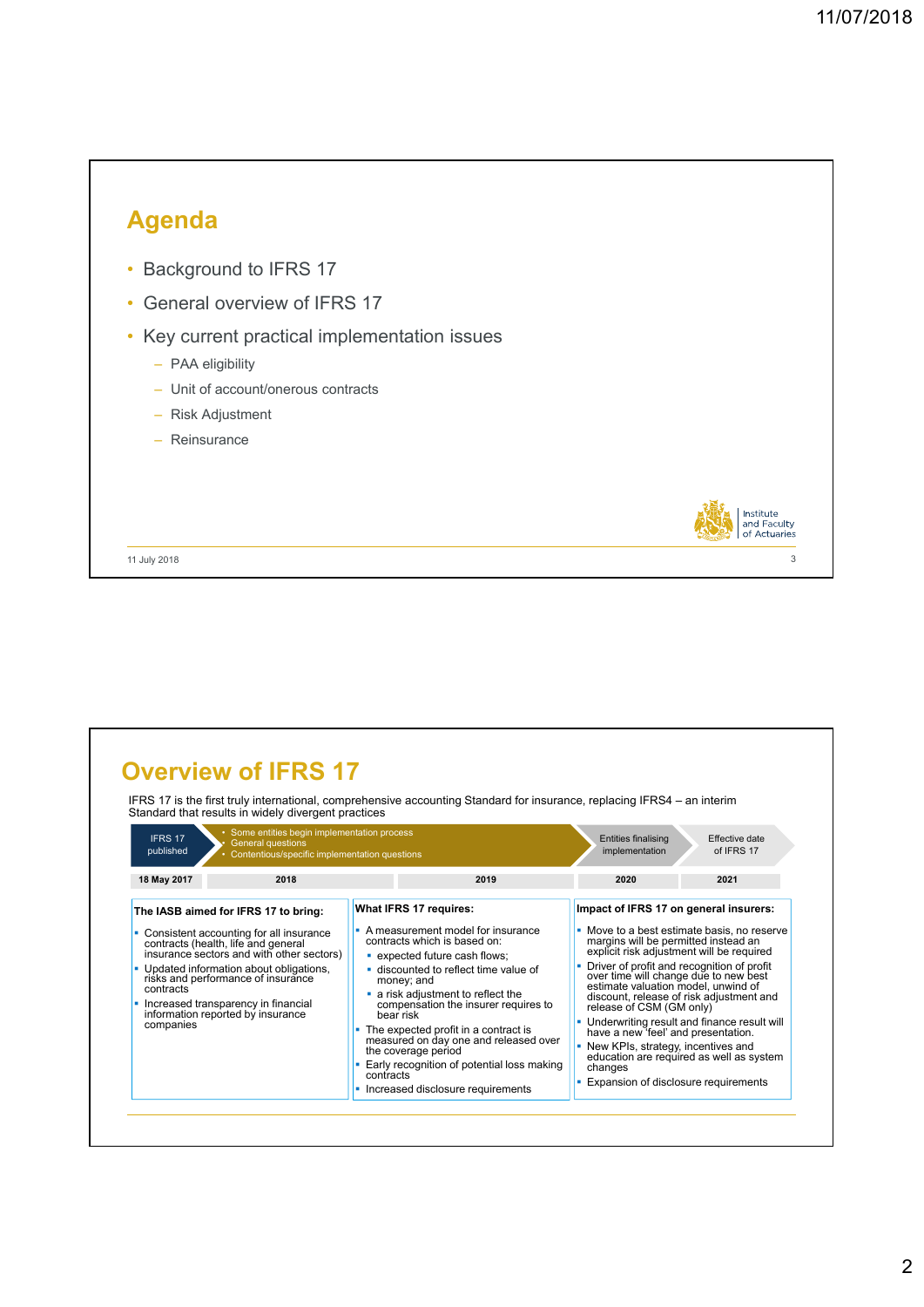## Agenda

- Background to IFRS 17
- General overview of IFRS 17
- Key current practical implementation issues
  - PAA eligibility
  - Unit of account/onerous contracts
  - Risk Adjustment
  - Reinsurance

11 July 2018

## Overview of IFRS 17

IFRS 17 is the first truly international, comprehensive accounting Standard for insurance, replacing IFRS4 – an interim Standard that results in widely divergent practices

IFRS 17 published — 18 May 2017

2018–2019:
- Some entities begin implementation process
- General questions
- Contentious/specific implementation questions

2020: Entities finalising implementation

2021: Effective date of IFRS 17

**The IASB aimed for IFRS 17 to bring:**

- Consistent accounting for all insurance contracts (health, life and general insurance sectors and with other sectors)
- Updated information about obligations, risks and performance of insurance contracts
- Increased transparency in financial information reported by insurance companies

**What IFRS 17 requires:**

- A measurement model for insurance contracts which is based on:
  - expected future cash flows;
  - discounted to reflect time value of money; and
  - a risk adjustment to reflect the compensation the insurer requires to bear risk
- The expected profit in a contract is measured on day one and released over the coverage period
- Early recognition of potential loss making contracts
- Increased disclosure requirements

**Impact of IFRS 17 on general insurers:**

- Move to a best estimate basis, no reserve margins will be permitted instead an explicit risk adjustment will be required
- Driver of profit and recognition of profit over time will change due to new best estimate valuation model, unwind of discount, release of risk adjustment and release of CSM (GM only)
- Underwriting result and finance result will have a new 'feel' and presentation.
- New KPIs, strategy, incentives and education are required as well as system changes
- Expansion of disclosure requirements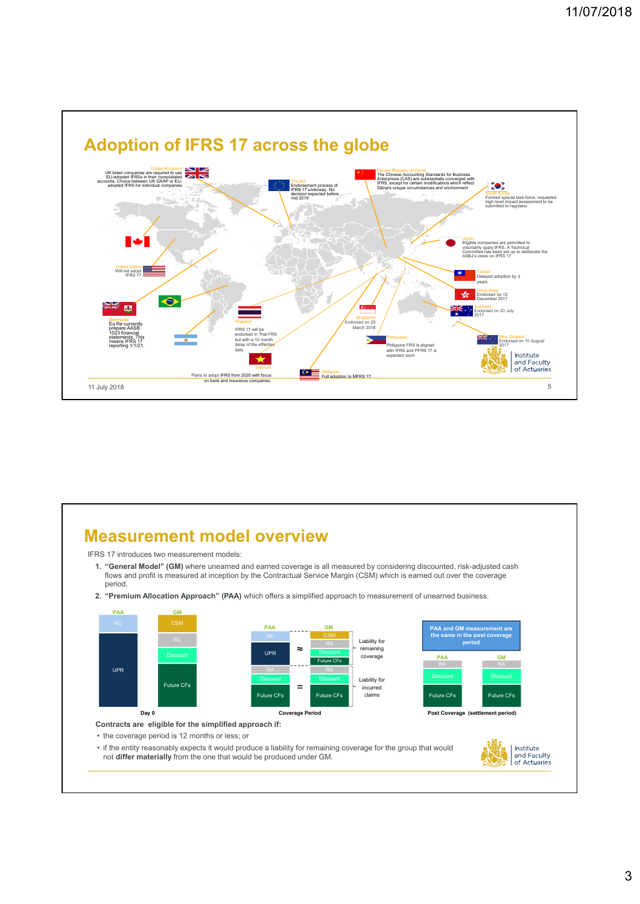## Adoption of IFRS 17 across the globe

United Kingdom
UK listed companies are required to use EU-adopted IFRSs in their consolidated accounts. Choice between UK GAAP or EU-adopted IFRS for individual companies

The EU
Endorsement process of IFRS 17 underway. No decision expected before mid 2019

People Republic of China
The Chinese Accounting Standards for Business Enterprises (CAS) are substantially converged with IFRS, except for certain modifications which reflect China's unique circumstances and environment

South Korea
Formed special task force, requested high level impact assessment to be submitted to regulator

Japan
Eligible companies are permitted to voluntarily apply IFRS. A Technical Committee has been set up to deliberate the ASBJ's views on IFRS 17

Taiwan
Delayed adoption by 3 years

Hong Kong
Endorsed on 12 December 2017

Australia
Endorsed on 20 July 2017

New Zealand
Endorsed on 10 August 2017

United States
Will not adopt IFRS 17

Bermuda
Eq Re currently prepare AASB 1023 financial statements. This means IFRS 17 reporting 1/1/21.

Thailand
IFRS 17 will be endorsed in Thai FRS but with a 12 month delay of the effective date

Singapore
Endorsed on 29 March 2018

Philippines
Philippine FRS is aligned with IFRS and PFRS 17 is expected soon

Vietnam
Plans to adopt IFRS from 2020 with focus on bank and insurance companies.

Malaysia
Full adoption to MFRS 17.

11 July 2018

## Measurement model overview

IFRS 17 introduces two measurement models:

1. **"General Model" (GM)** where unearned and earned coverage is all measured by considering discounted, risk-adjusted cash flows and profit is measured at inception by the Contractual Service Margin (CSM) which is earned out over the coverage period.
2. **"Premium Allocation Approach" (PAA)** which offers a simplified approach to measurement of unearned business.

Day 0
PAA: AC, UPR
GM: CSM, RA, Discount, Future CFs

Coverage Period
PAA: AC, UPR ≈ GM: CSM, RA, Discount, Future CFs — Liability for remaining coverage
PAA: RA, Discount, Future CFs = GM: RA, Discount, Future CFs — Liability for incurred claims

Post Coverage (settlement period)
PAA and GM measurement are the same in the post coverage period
PAA: RA, Discount, Future CFs
GM: RA, Discount, Future CFs

**Contracts are eligible for the simplified approach if:**

- the coverage period is 12 months or less; or
- if the entity reasonably expects it would produce a liability for remaining coverage for the group that would not **differ materially** from the one that would be produced under GM.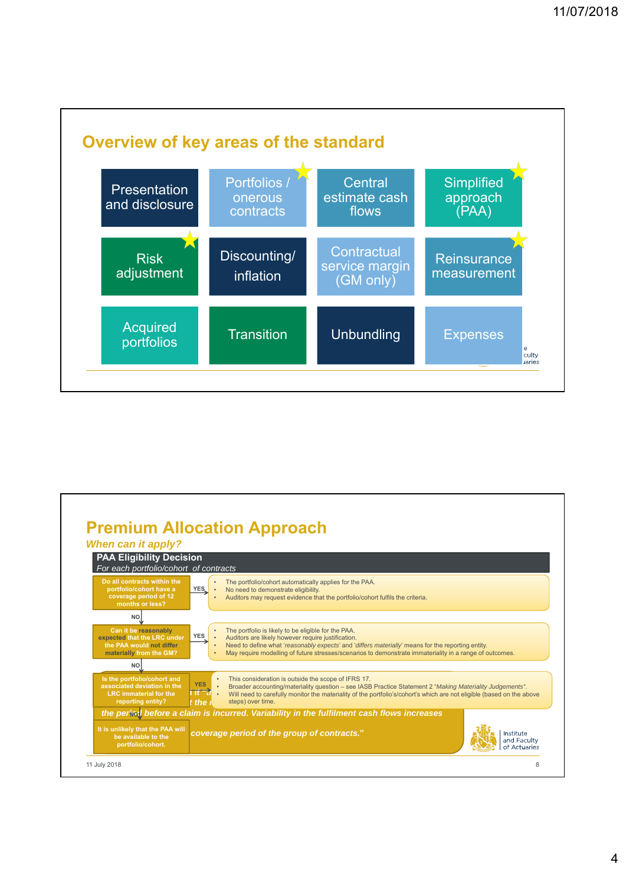## Overview of key areas of the standard

- Presentation and disclosure
- Portfolios / onerous contracts
- Central estimate cash flows
- Simplified approach (PAA)
- Risk adjustment
- Discounting/ inflation
- Contractual service margin (GM only)
- Reinsurance measurement
- Acquired portfolios
- Transition
- Unbundling
- Expenses

## Premium Allocation Approach

*When can it apply?*

**PAA Eligibility Decision**

*For each portfolio/cohort of contracts*

**Do all contracts within the portfolio/cohort have a coverage period of 12 months or less?**

YES:
- The portfolio/cohort automatically applies for the PAA.
- No need to demonstrate eligibility.
- Auditors may request evidence that the portfolio/cohort fulfils the criteria.

NO ↓

**Can it be reasonably expected that the LRC under the PAA would not differ materially from the GM?**

YES:
- The portfolio is likely to be eligible for the PAA.
- Auditors are likely however require justification.
- Need to define what *'reasonably expects'* and *'differs materially'* means for the reporting entity.
- May require modelling of future stresses/scenarios to demonstrate immateriality in a range of outcomes.

NO ↓

**Is the portfolio/cohort and associated deviation in the LRC immaterial for the reporting entity?**

YES:
- This consideration is outside the scope of IFRS 17.
- Broader accounting/materiality question – see IASB Practice Statement 2 *"Making Materiality Judgements"*.
- Will need to carefully monitor the materiality of the portfolio's/cohort's which are not eligible (based on the above steps) over time.

NO ↓

**It is unlikely that the PAA will be available to the portfolio/cohort.**

*the period before a claim is incurred. Variability in the fulfilment cash flows increases*

*coverage period of the group of contracts."*

11 July 2018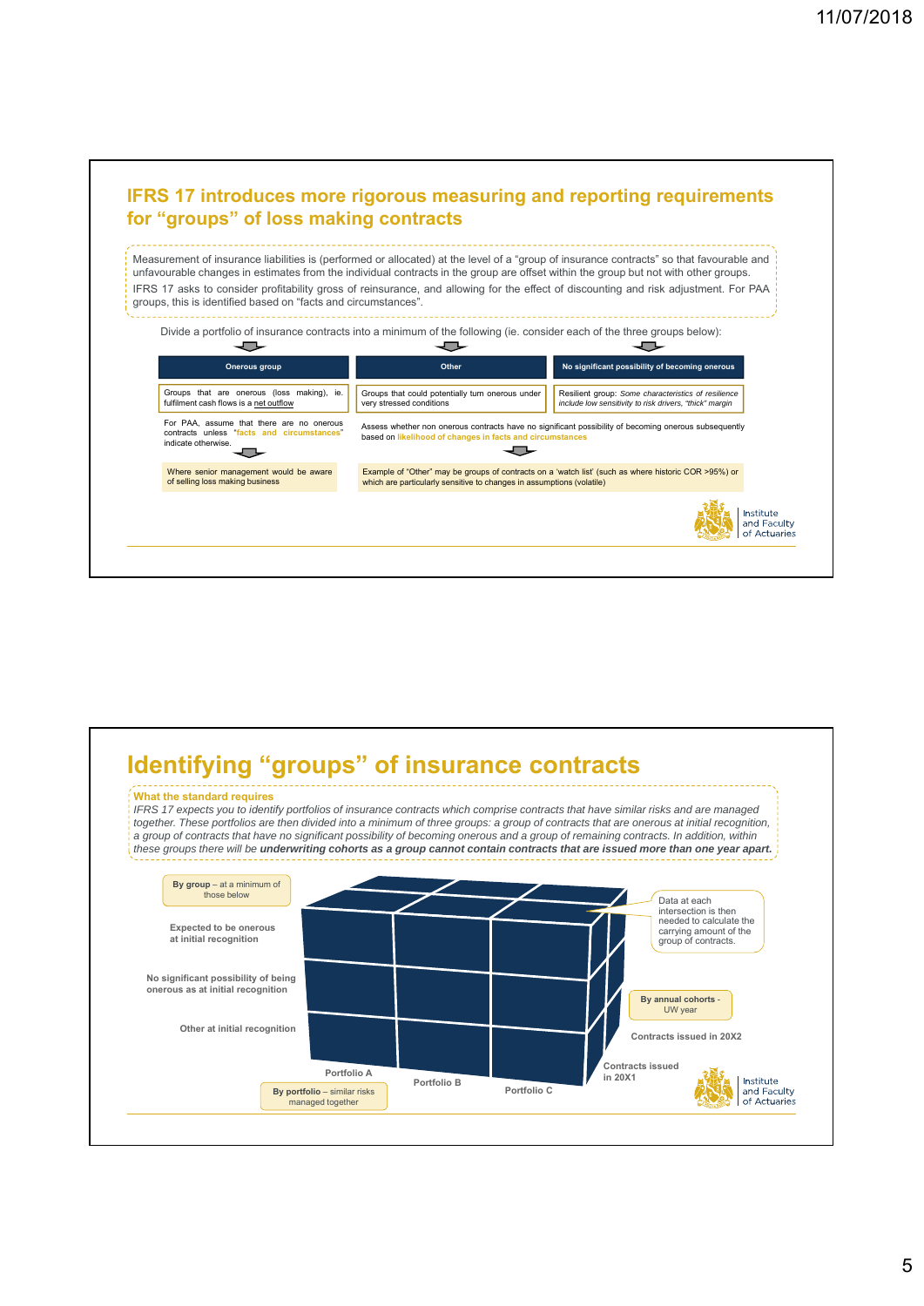## IFRS 17 introduces more rigorous measuring and reporting requirements for "groups" of loss making contracts

Measurement of insurance liabilities is (performed or allocated) at the level of a "group of insurance contracts" so that favourable and unfavourable changes in estimates from the individual contracts in the group are offset within the group but not with other groups.

IFRS 17 asks to consider profitability gross of reinsurance, and allowing for the effect of discounting and risk adjustment. For PAA groups, this is identified based on "facts and circumstances".

Divide a portfolio of insurance contracts into a minimum of the following (ie. consider each of the three groups below):

| Onerous group | Other | No significant possibility of becoming onerous |
|---|---|---|
| Groups that are onerous (loss making), ie. fulfilment cash flows is a net outflow | Groups that could potentially turn onerous under very stressed conditions | Resilient group: *Some characteristics of resilience include low sensitivity to risk drivers, "thick" margin* |
| For PAA, assume that there are no onerous contracts unless "facts and circumstances" indicate otherwise. | Assess whether non onerous contracts have no significant possibility of becoming onerous subsequently based on likelihood of changes in facts and circumstances | |
| Where senior management would be aware of selling loss making business | Example of "Other" may be groups of contracts on a 'watch list' (such as where historic COR >95%) or which are particularly sensitive to changes in assumptions (volatile) | |

Institute and Faculty of Actuaries

## Identifying "groups" of insurance contracts

**What the standard requires**

*IFRS 17 expects you to identify portfolios of insurance contracts which comprise contracts that have similar risks and are managed together. These portfolios are then divided into a minimum of three groups: a group of contracts that are onerous at initial recognition, a group of contracts that have no significant possibility of becoming onerous and a group of remaining contracts. In addition, within these groups there will be* ***underwriting cohorts as a group cannot contain contracts that are issued more than one year apart.***

**By group** – at a minimum of those below

Expected to be onerous at initial recognition

No significant possibility of being onerous as at initial recognition

Other at initial recognition

Data at each intersection is then needed to calculate the carrying amount of the group of contracts.

**By annual cohorts** - UW year

Contracts issued in 20X2

Contracts issued in 20X1

Portfolio A

Portfolio B

Portfolio C

**By portfolio** – similar risks managed together

Institute and Faculty of Actuaries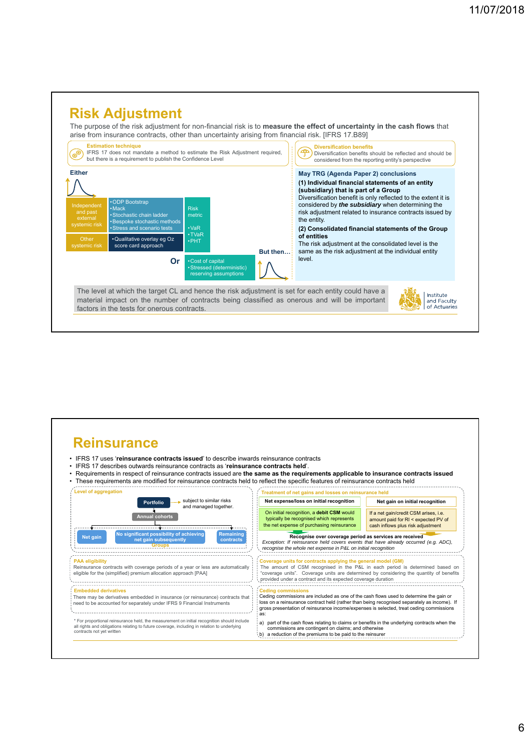# Risk Adjustment

The purpose of the risk adjustment for non-financial risk is to **measure the effect of uncertainty in the cash flows** that arise from insurance contracts, other than uncertainty arising from financial risk. [IFRS 17.B89]

**Estimation technique**
IFRS 17 does not mandate a method to estimate the Risk Adjustment required, but there is a requirement to publish the Confidence Level

**Diversification benefits**
Diversification benefits should be reflected and should be considered from the reporting entity's perspective

**Either**

| | | |
|---|---|---|
| Independent and past external systemic risk | • ODP Bootstrap<br>• Mack<br>• Stochastic chain ladder<br>• Bespoke stochastic methods<br>• Stress and scenario tests | Risk metric<br>• VaR<br>• TVaR<br>• PHT |
| Other systemic risk | • Qualitative overlay eg Oz score card approach | |

**Or**

• Cost of capital
• Stressed (deterministic) reserving assumptions

But then…

**May TRG (Agenda Paper 2) conclusions**

**(1) Individual financial statements of an entity (subsidiary) that is part of a Group**
Diversification benefit is only reflected to the extent it is considered by ***the subsidiary*** when determining the risk adjustment related to insurance contracts issued by the entity.

**(2) Consolidated financial statements of the Group of entities**
The risk adjustment at the consolidated level is the same as the risk adjustment at the individual entity level.

The level at which the target CL and hence the risk adjustment is set for each entity could have a material impact on the number of contracts being classified as onerous and will be important factors in the tests for onerous contracts.

Institute and Faculty of Actuaries

# Reinsurance

- IFRS 17 uses '**reinsurance contracts issued**' to describe inwards reinsurance contracts
- IFRS 17 describes outwards reinsurance contracts as '**reinsurance contracts held**'.
- Requirements in respect of reinsurance contracts issued are **the same as the requirements applicable to insurance contracts issued**
- These requirements are modified for reinsurance contracts held to reflect the specific features of reinsurance contracts held

**Level of aggregation**

Portfolio → subject to similar risks and managed together.

Annual cohorts

Net gain | No significant possibility of achieving net gain subsequently | Remaining contracts

Groups

**Treatment of net gains and losses on reinsurance held**

| Net expense/loss on initial recognition | Net gain on initial recognition |
|---|---|
| On initial recognition, a **debit CSM** would typically be recognised which represents the net expense of purchasing reinsurance | If a net gain/credit CSM arises, i.e. amount paid for RI < expected PV of cash inflows plus risk adjustment |

**Recognise over coverage period as services are received**

*Exception: If reinsurance held covers events that have already occurred (e.g. ADC), recognise the whole net expense in P&L on initial recognition*

**PAA eligibility**
Reinsurance contracts with coverage periods of a year or less are automatically eligible for the (simplified) premium allocation approach [PAA]

**Coverage units for contracts applying the general model (GM)**
The amount of CSM recognised in the P&L in each period is determined based on "coverage units". Coverage units are determined by considering the quantity of benefits provided under a contract and its expected coverage duration

**Embedded derivatives**
There may be derivatives embedded in insurance (or reinsurance) contracts that need to be accounted for separately under IFRS 9 Financial Instruments

**Ceding commissions**
Ceding commissions are included as one of the cash flows used to determine the gain or loss on a reinsurance contract held (rather than being recognised separately as income). If gross presentation of reinsurance income/expenses is selected, treat ceding commissions as:

a) part of the cash flows relating to claims or benefits in the underlying contracts when the commissions are contingent on claims; and otherwise
b) a reduction of the premiums to be paid to the reinsurer

* For proportional reinsurance held, the measurement on initial recognition should include all rights and obligations relating to future coverage, including in relation to underlying contracts not yet written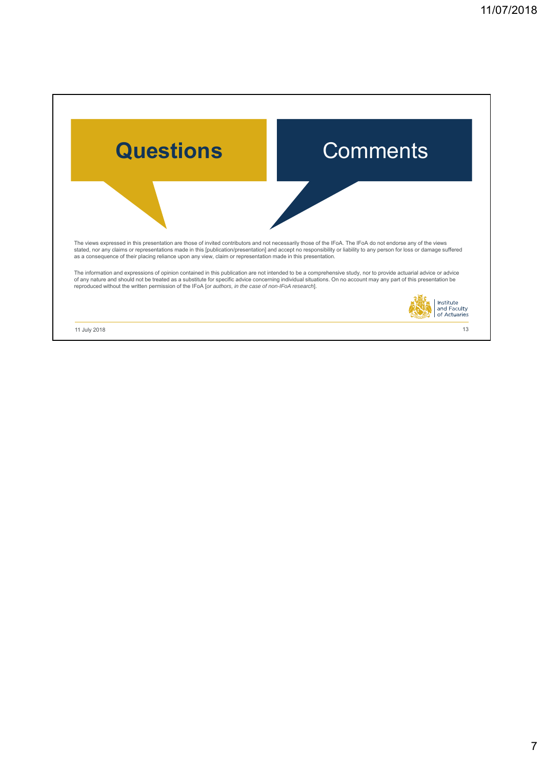# Questions

# Comments

The views expressed in this presentation are those of invited contributors and not necessarily those of the IFoA. The IFoA do not endorse any of the views stated, nor any claims or representations made in this [publication/presentation] and accept no responsibility or liability to any person for loss or damage suffered as a consequence of their placing reliance upon any view, claim or representation made in this presentation.

The information and expressions of opinion contained in this publication are not intended to be a comprehensive study, nor to provide actuarial advice or advice of any nature and should not be treated as a substitute for specific advice concerning individual situations. On no account may any part of this presentation be reproduced without the written permission of the IFoA [*or authors, in the case of non-IFoA research*].

Institute and Faculty of Actuaries

11 July 2018